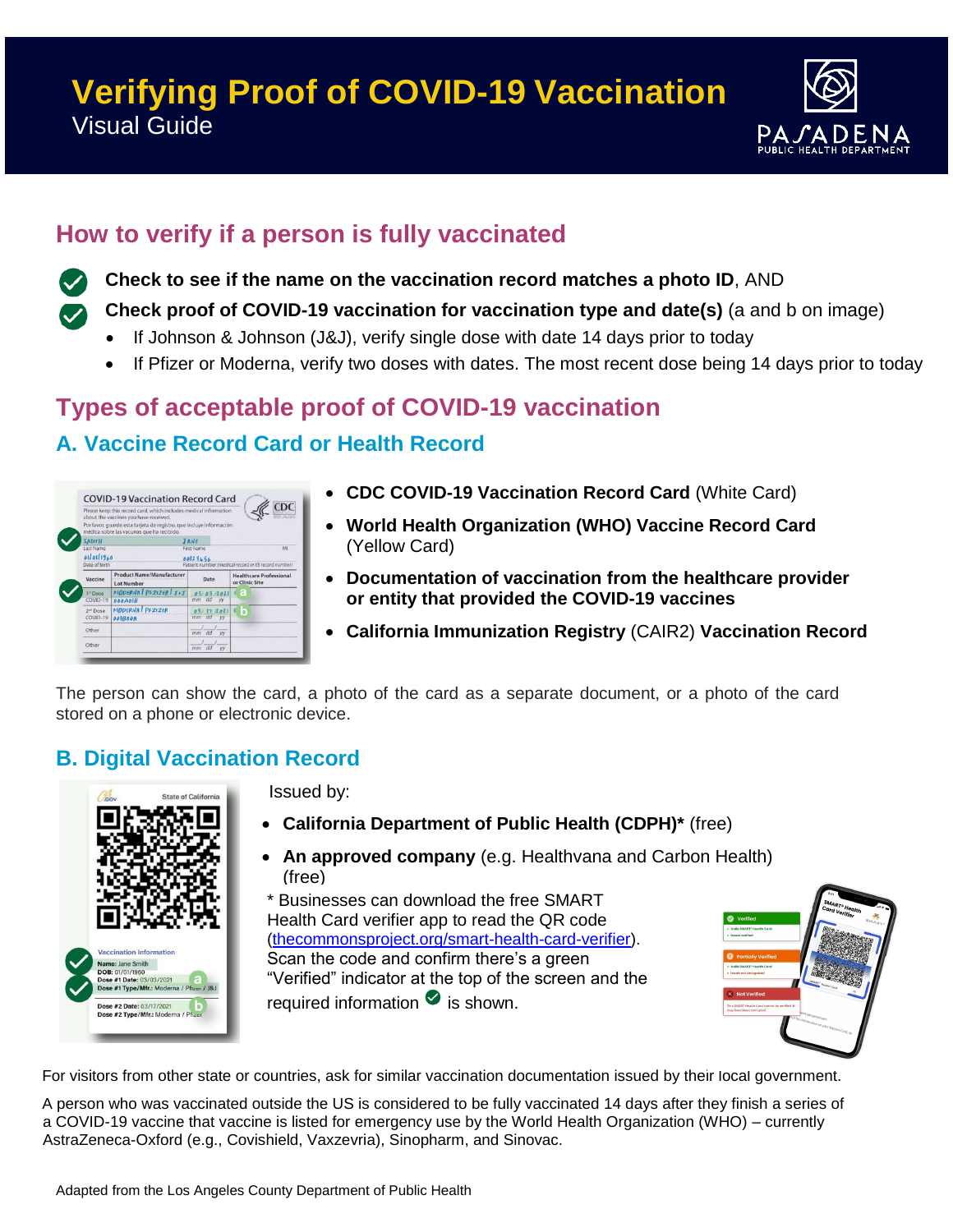# Verifying Proof of COVID-19 Vaccination

Visual Guide

## How to verify if a person is fully vaccinated

- **Check to see if the name on the vaccination record matches a photo ID**, AND
- **Check proof of COVID-19 vaccination for vaccination type and date(s)** (a and b on image)
  - If Johnson & Johnson (J&J), verify single dose with date 14 days prior to today
  - If Pfizer or Moderna, verify two doses with dates. The most recent dose being 14 days prior to today

## Types of acceptable proof of COVID-19 vaccination

### A. Vaccine Record Card or Health Record

- **CDC COVID-19 Vaccination Record Card** (White Card)
- **World Health Organization (WHO) Vaccine Record Card** (Yellow Card)
- **Documentation of vaccination from the healthcare provider or entity that provided the COVID-19 vaccines**
- **California Immunization Registry** (CAIR2) **Vaccination Record**

The person can show the card, a photo of the card as a separate document, or a photo of the card stored on a phone or electronic device.

### B. Digital Vaccination Record

Issued by:

- **California Department of Public Health (CDPH)*** (free)
- **An approved company** (e.g. Healthvana and Carbon Health) (free)

* Businesses can download the free SMART Health Card verifier app to read the QR code (thecommonsproject.org/smart-health-card-verifier). Scan the code and confirm there's a green "Verified" indicator at the top of the screen and the required information ✔ is shown.

For visitors from other state or countries, ask for similar vaccination documentation issued by their local government.

A person who was vaccinated outside the US is considered to be fully vaccinated 14 days after they finish a series of a COVID-19 vaccine that vaccine is listed for emergency use by the World Health Organization (WHO) – currently AstraZeneca-Oxford (e.g., Covishield, Vaxzevria), Sinopharm, and Sinovac.

Adapted from the Los Angeles County Department of Public Health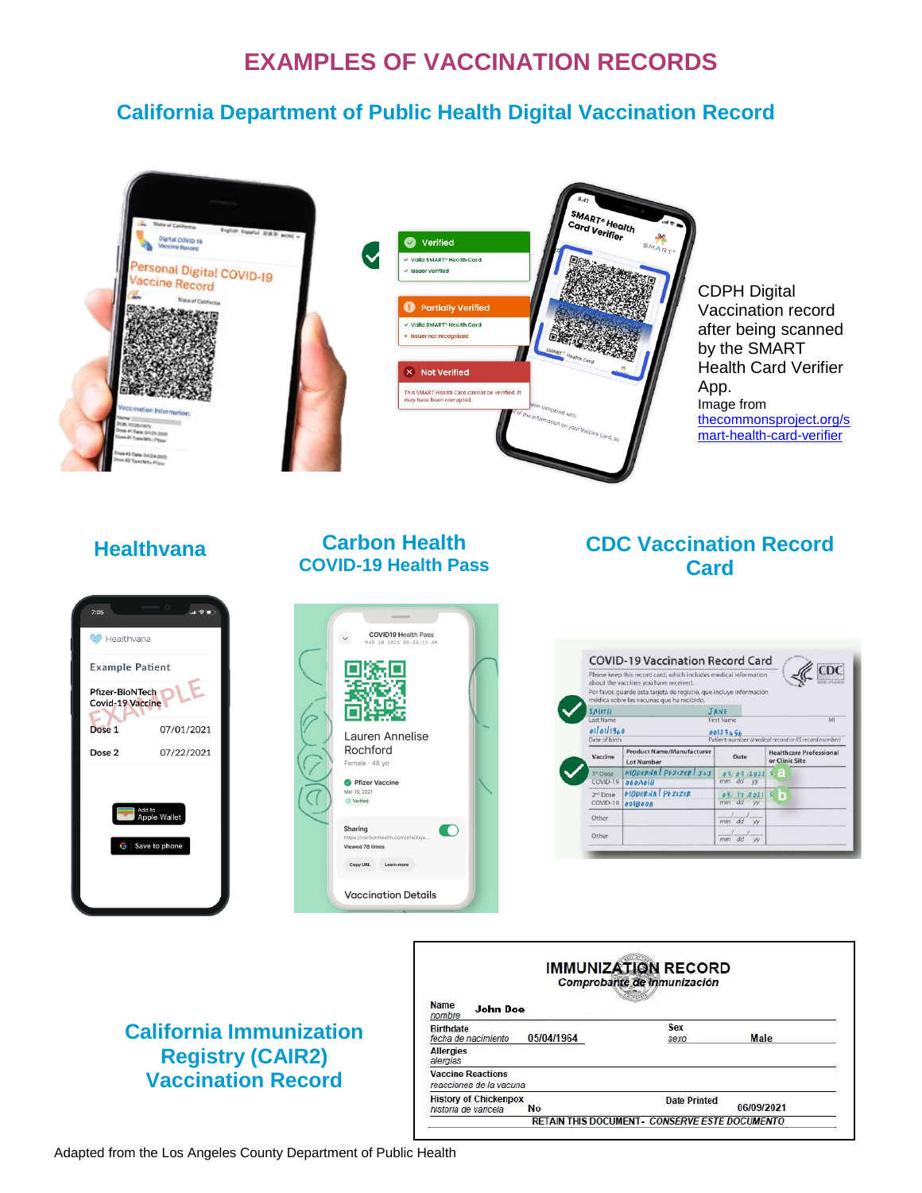# EXAMPLES OF VACCINATION RECORDS

## California Department of Public Health Digital Vaccination Record

CDPH Digital Vaccination record after being scanned by the SMART Health Card Verifier App.

Image from thecommonsproject.org/smart-health-card-verifier

## Healthvana

## Carbon Health COVID-19 Health Pass

## CDC Vaccination Record Card

## California Immunization Registry (CAIR2) Vaccination Record

Adapted from the Los Angeles County Department of Public Health